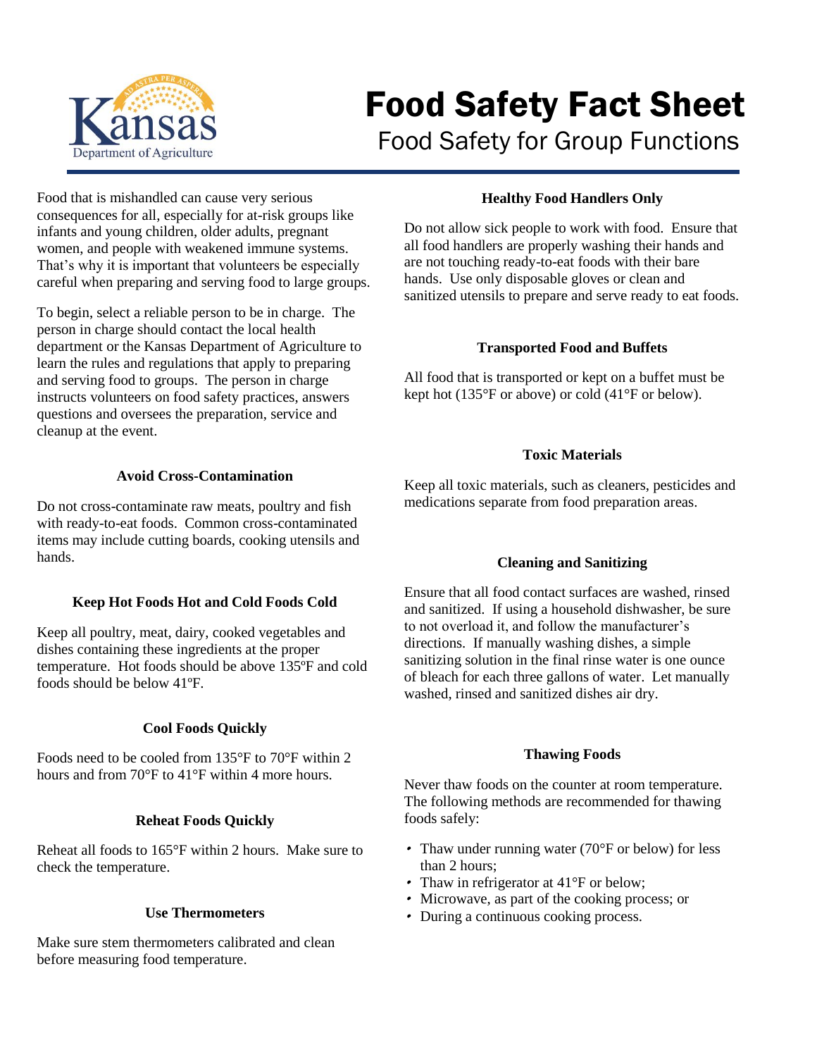# Food Safety Fact Sheet

## Food Safety for Group Functions

Food that is mishandled can cause very serious consequences for all, especially for at-risk groups like infants and young children, older adults, pregnant women, and people with weakened immune systems. That's why it is important that volunteers be especially careful when preparing and serving food to large groups.

To begin, select a reliable person to be in charge. The person in charge should contact the local health department or the Kansas Department of Agriculture to learn the rules and regulations that apply to preparing and serving food to groups. The person in charge instructs volunteers on food safety practices, answers questions and oversees the preparation, service and cleanup at the event.

### Avoid Cross-Contamination

Do not cross-contaminate raw meats, poultry and fish with ready-to-eat foods. Common cross-contaminated items may include cutting boards, cooking utensils and hands.

### Keep Hot Foods Hot and Cold Foods Cold

Keep all poultry, meat, dairy, cooked vegetables and dishes containing these ingredients at the proper temperature. Hot foods should be above 135ºF and cold foods should be below 41ºF.

### Cool Foods Quickly

Foods need to be cooled from 135°F to 70°F within 2 hours and from 70°F to 41°F within 4 more hours.

### Reheat Foods Quickly

Reheat all foods to 165°F within 2 hours. Make sure to check the temperature.

### Use Thermometers

Make sure stem thermometers calibrated and clean before measuring food temperature.

### Healthy Food Handlers Only

Do not allow sick people to work with food. Ensure that all food handlers are properly washing their hands and are not touching ready-to-eat foods with their bare hands. Use only disposable gloves or clean and sanitized utensils to prepare and serve ready to eat foods.

### Transported Food and Buffets

All food that is transported or kept on a buffet must be kept hot (135°F or above) or cold (41°F or below).

### Toxic Materials

Keep all toxic materials, such as cleaners, pesticides and medications separate from food preparation areas.

### Cleaning and Sanitizing

Ensure that all food contact surfaces are washed, rinsed and sanitized. If using a household dishwasher, be sure to not overload it, and follow the manufacturer's directions. If manually washing dishes, a simple sanitizing solution in the final rinse water is one ounce of bleach for each three gallons of water. Let manually washed, rinsed and sanitized dishes air dry.

### Thawing Foods

Never thaw foods on the counter at room temperature. The following methods are recommended for thawing foods safely:

- Thaw under running water (70°F or below) for less than 2 hours;
- Thaw in refrigerator at 41°F or below;
- Microwave, as part of the cooking process; or
- During a continuous cooking process.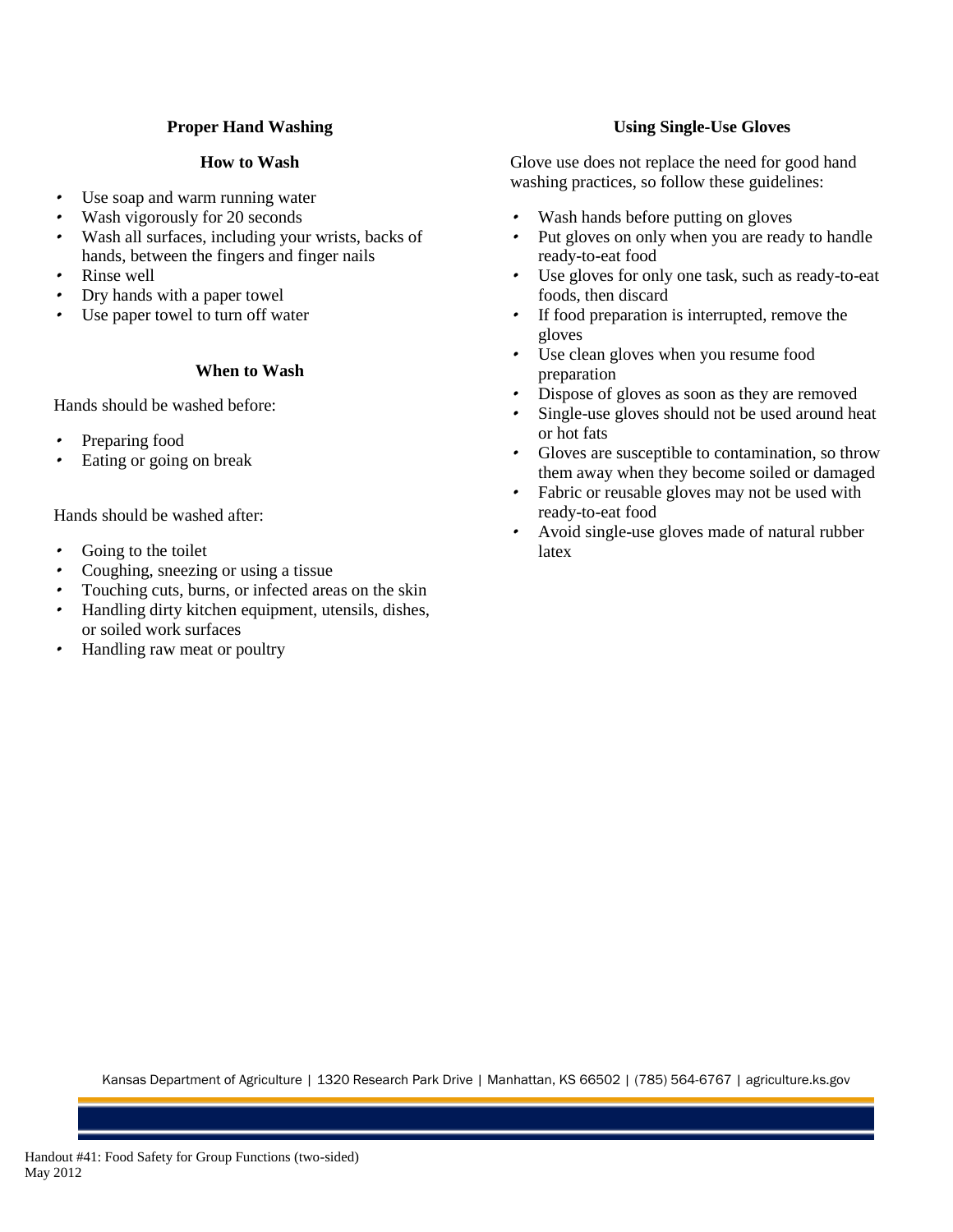## Proper Hand Washing

### How to Wash

- Use soap and warm running water
- Wash vigorously for 20 seconds
- Wash all surfaces, including your wrists, backs of hands, between the fingers and finger nails
- Rinse well
- Dry hands with a paper towel
- Use paper towel to turn off water

### When to Wash

Hands should be washed before:

- Preparing food
- Eating or going on break

Hands should be washed after:

- Going to the toilet
- Coughing, sneezing or using a tissue
- Touching cuts, burns, or infected areas on the skin
- Handling dirty kitchen equipment, utensils, dishes, or soiled work surfaces
- Handling raw meat or poultry

## Using Single-Use Gloves

Glove use does not replace the need for good hand washing practices, so follow these guidelines:

- Wash hands before putting on gloves
- Put gloves on only when you are ready to handle ready-to-eat food
- Use gloves for only one task, such as ready-to-eat foods, then discard
- If food preparation is interrupted, remove the gloves
- Use clean gloves when you resume food preparation
- Dispose of gloves as soon as they are removed
- Single-use gloves should not be used around heat or hot fats
- Gloves are susceptible to contamination, so throw them away when they become soiled or damaged
- Fabric or reusable gloves may not be used with ready-to-eat food
- Avoid single-use gloves made of natural rubber latex

Kansas Department of Agriculture | 1320 Research Park Drive | Manhattan, KS 66502 | (785) 564-6767 | agriculture.ks.gov

Handout #41: Food Safety for Group Functions (two-sided)
May 2012